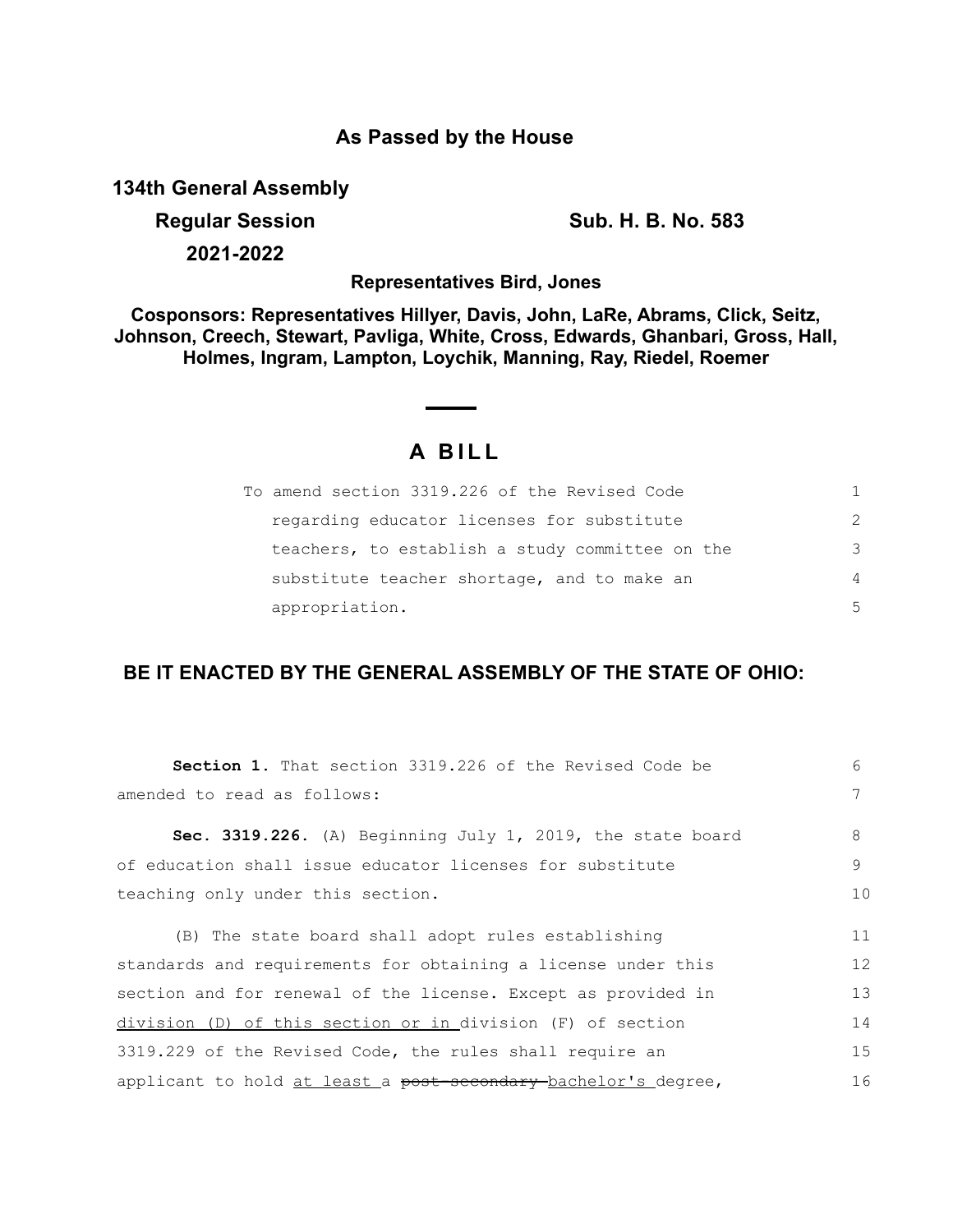## As Passed by the House

**134th General Assembly**

**Regular Session** **Sub. H. B. No. 583**

**2021-2022**

**Representatives Bird, Jones**

**Cosponsors: Representatives Hillyer, Davis, John, LaRe, Abrams, Click, Seitz, Johnson, Creech, Stewart, Pavliga, White, Cross, Edwards, Ghanbari, Gross, Hall, Holmes, Ingram, Lampton, Loychik, Manning, Ray, Riedel, Roemer**

# A BILL

To amend section 3319.226 of the Revised Code regarding educator licenses for substitute teachers, to establish a study committee on the substitute teacher shortage, and to make an appropriation.

**BE IT ENACTED BY THE GENERAL ASSEMBLY OF THE STATE OF OHIO:**

**Section 1.** That section 3319.226 of the Revised Code be amended to read as follows:

**Sec. 3319.226.** (A) Beginning July 1, 2019, the state board of education shall issue educator licenses for substitute teaching only under this section.

(B) The state board shall adopt rules establishing standards and requirements for obtaining a license under this section and for renewal of the license. Except as provided in <u>division (D) of this section or in </u>division (F) of section 3319.229 of the Revised Code, the rules shall require an applicant to hold <u>at least </u>a ~~post-secondary~~ <u>bachelor's </u>degree,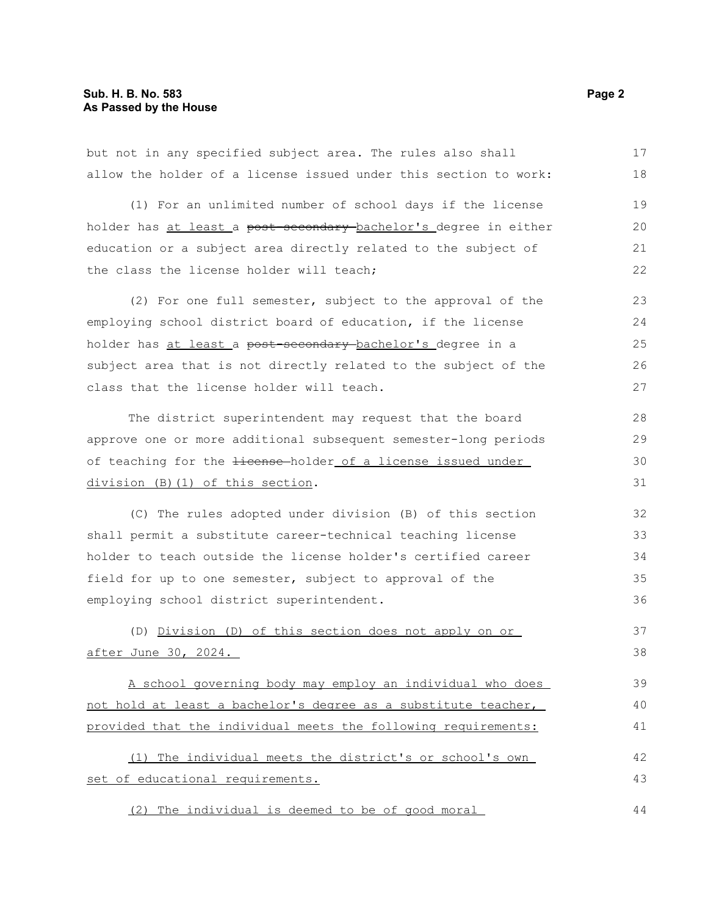but not in any specified subject area. The rules also shall allow the holder of a license issued under this section to work:

(1) For an unlimited number of school days if the license holder has <u>at least</u> a ~~post-secondary~~ <u>bachelor's</u> degree in either education or a subject area directly related to the subject of the class the license holder will teach;

(2) For one full semester, subject to the approval of the employing school district board of education, if the license holder has <u>at least</u> a ~~post-secondary~~ <u>bachelor's</u> degree in a subject area that is not directly related to the subject of the class that the license holder will teach.

The district superintendent may request that the board approve one or more additional subsequent semester-long periods of teaching for the ~~license~~ holder <u>of a license issued under division (B)(1) of this section</u>.

(C) The rules adopted under division (B) of this section shall permit a substitute career-technical teaching license holder to teach outside the license holder's certified career field for up to one semester, subject to approval of the employing school district superintendent.

(D) <u>Division (D) of this section does not apply on or after June 30, 2024.</u>

<u>A school governing body may employ an individual who does not hold at least a bachelor's degree as a substitute teacher, provided that the individual meets the following requirements:</u>

<u>(1) The individual meets the district's or school's own set of educational requirements.</u>

<u>(2) The individual is deemed to be of good moral</u>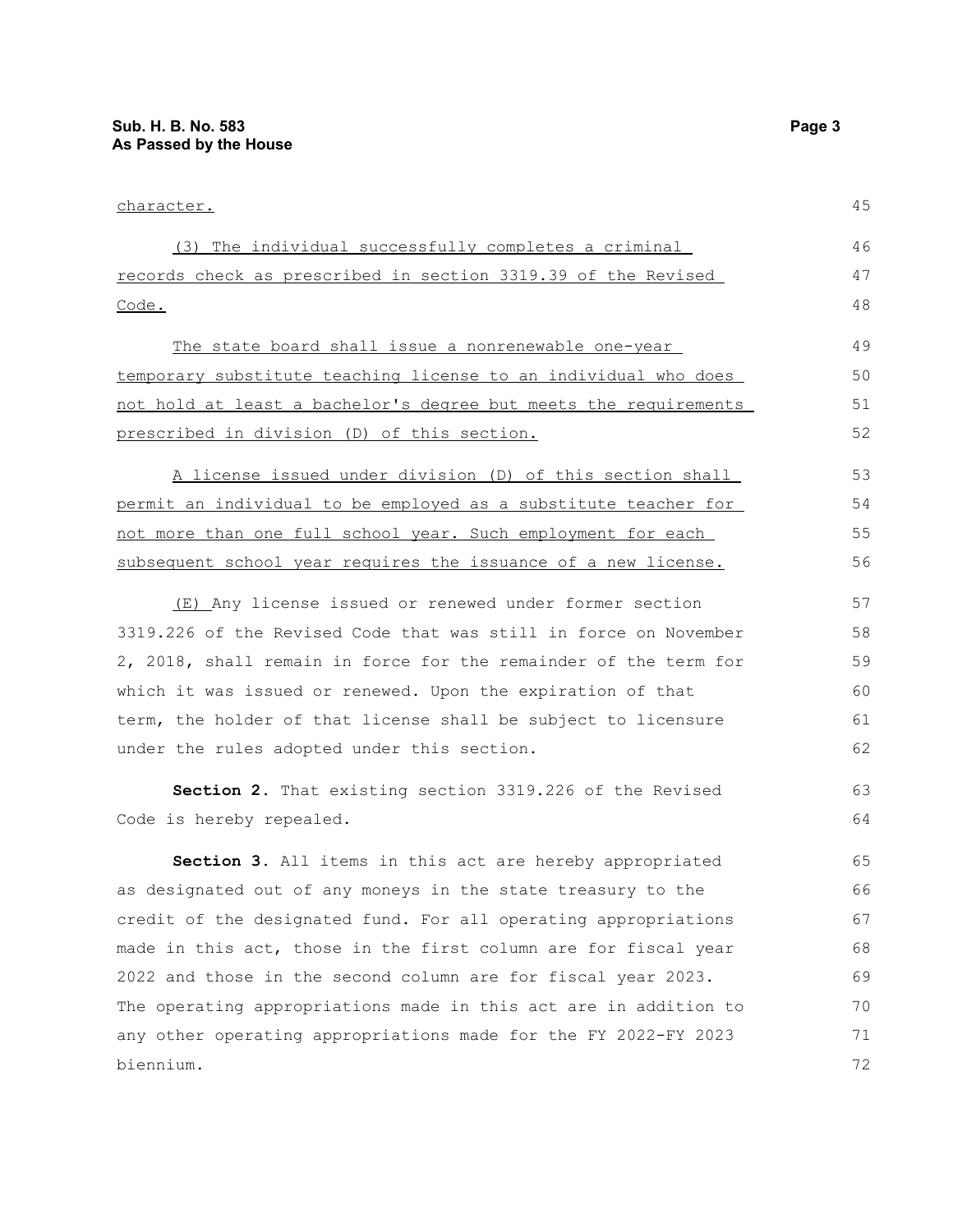character.

(3) The individual successfully completes a criminal records check as prescribed in section 3319.39 of the Revised Code.

The state board shall issue a nonrenewable one-year temporary substitute teaching license to an individual who does not hold at least a bachelor's degree but meets the requirements prescribed in division (D) of this section.

A license issued under division (D) of this section shall permit an individual to be employed as a substitute teacher for not more than one full school year. Such employment for each subsequent school year requires the issuance of a new license.

(E) Any license issued or renewed under former section 3319.226 of the Revised Code that was still in force on November 2, 2018, shall remain in force for the remainder of the term for which it was issued or renewed. Upon the expiration of that term, the holder of that license shall be subject to licensure under the rules adopted under this section.

**Section 2.** That existing section 3319.226 of the Revised Code is hereby repealed.

**Section 3.** All items in this act are hereby appropriated as designated out of any moneys in the state treasury to the credit of the designated fund. For all operating appropriations made in this act, those in the first column are for fiscal year 2022 and those in the second column are for fiscal year 2023. The operating appropriations made in this act are in addition to any other operating appropriations made for the FY 2022-FY 2023 biennium.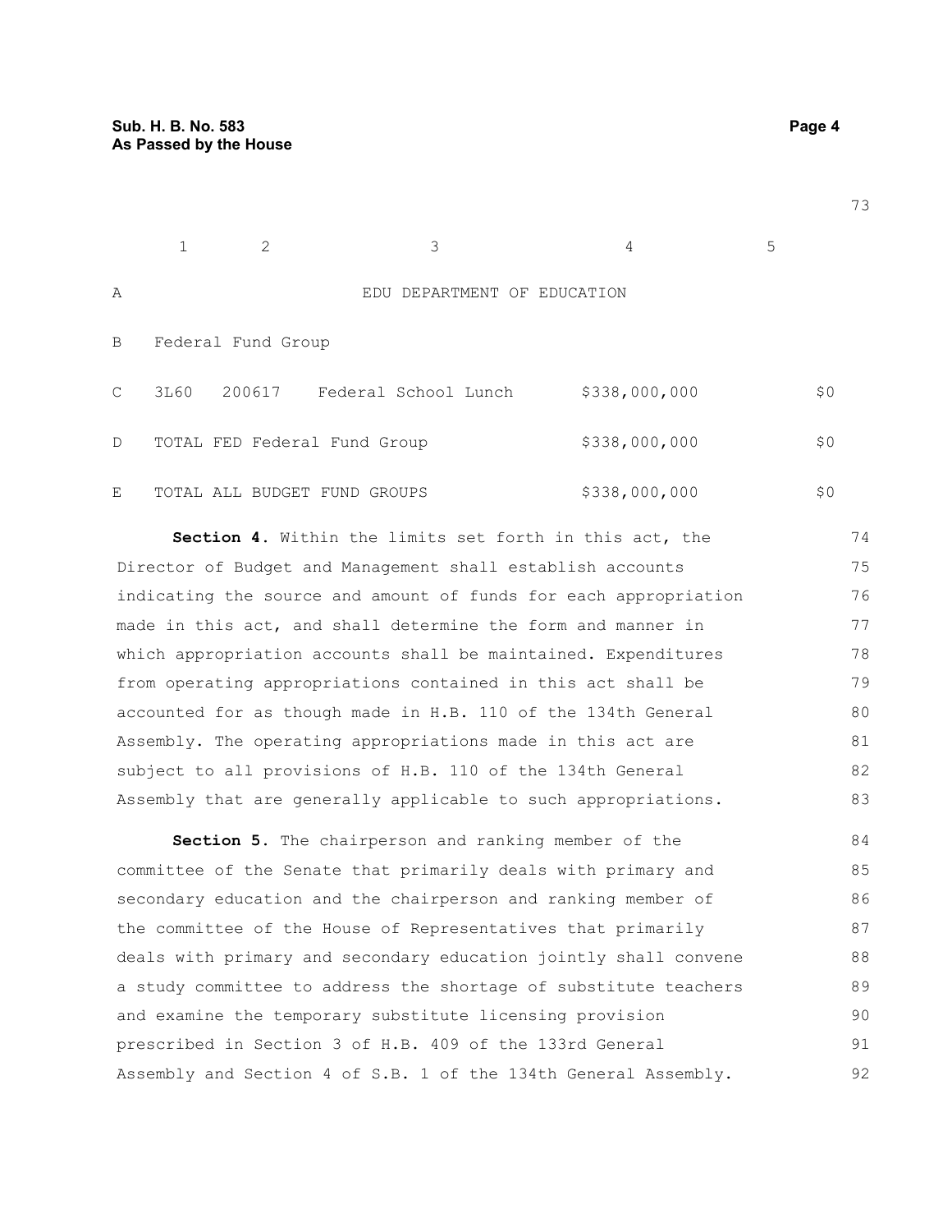| | 1 | 2 | 3 | 4 | 5 |
|---|---|---|---|---|---|
| A | | | EDU DEPARTMENT OF EDUCATION | | |
| B | Federal Fund Group | | | | |
| C | 3L60 | 200617 | Federal School Lunch | $338,000,000 | $0 |
| D | TOTAL FED Federal Fund Group | | | $338,000,000 | $0 |
| E | TOTAL ALL BUDGET FUND GROUPS | | | $338,000,000 | $0 |

**Section 4.** Within the limits set forth in this act, the Director of Budget and Management shall establish accounts indicating the source and amount of funds for each appropriation made in this act, and shall determine the form and manner in which appropriation accounts shall be maintained. Expenditures from operating appropriations contained in this act shall be accounted for as though made in H.B. 110 of the 134th General Assembly. The operating appropriations made in this act are subject to all provisions of H.B. 110 of the 134th General Assembly that are generally applicable to such appropriations.

**Section 5.** The chairperson and ranking member of the committee of the Senate that primarily deals with primary and secondary education and the chairperson and ranking member of the committee of the House of Representatives that primarily deals with primary and secondary education jointly shall convene a study committee to address the shortage of substitute teachers and examine the temporary substitute licensing provision prescribed in Section 3 of H.B. 409 of the 133rd General Assembly and Section 4 of S.B. 1 of the 134th General Assembly.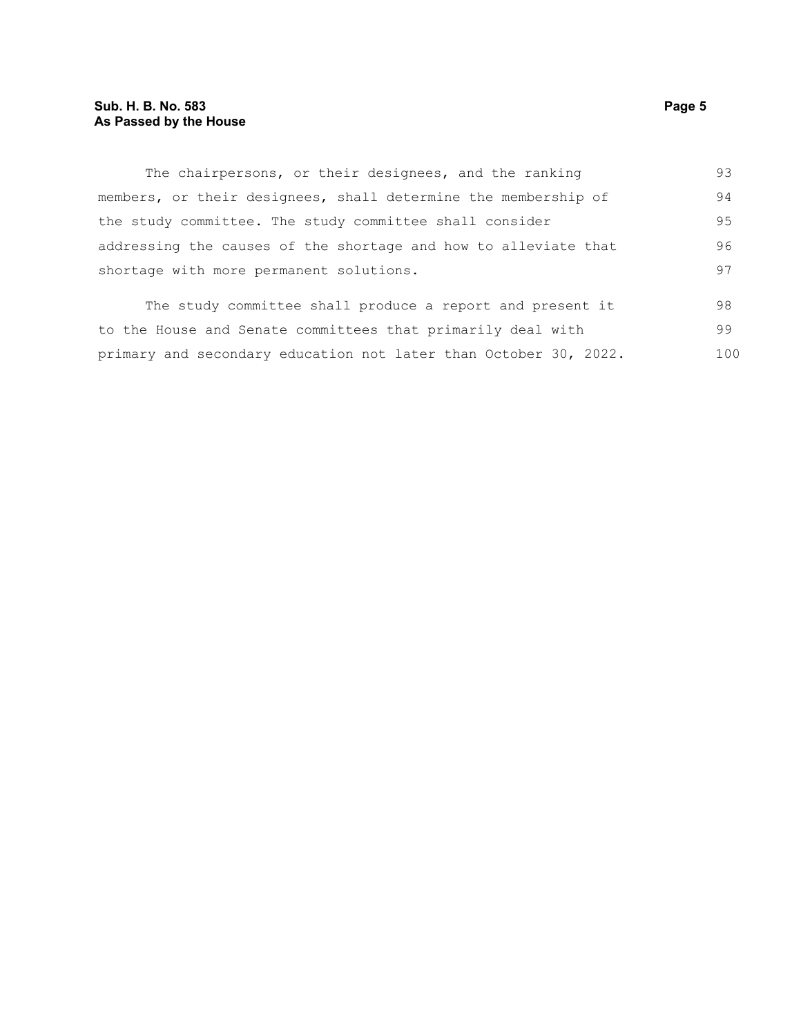The chairpersons, or their designees, and the ranking members, or their designees, shall determine the membership of the study committee. The study committee shall consider addressing the causes of the shortage and how to alleviate that shortage with more permanent solutions.

The study committee shall produce a report and present it to the House and Senate committees that primarily deal with primary and secondary education not later than October 30, 2022.